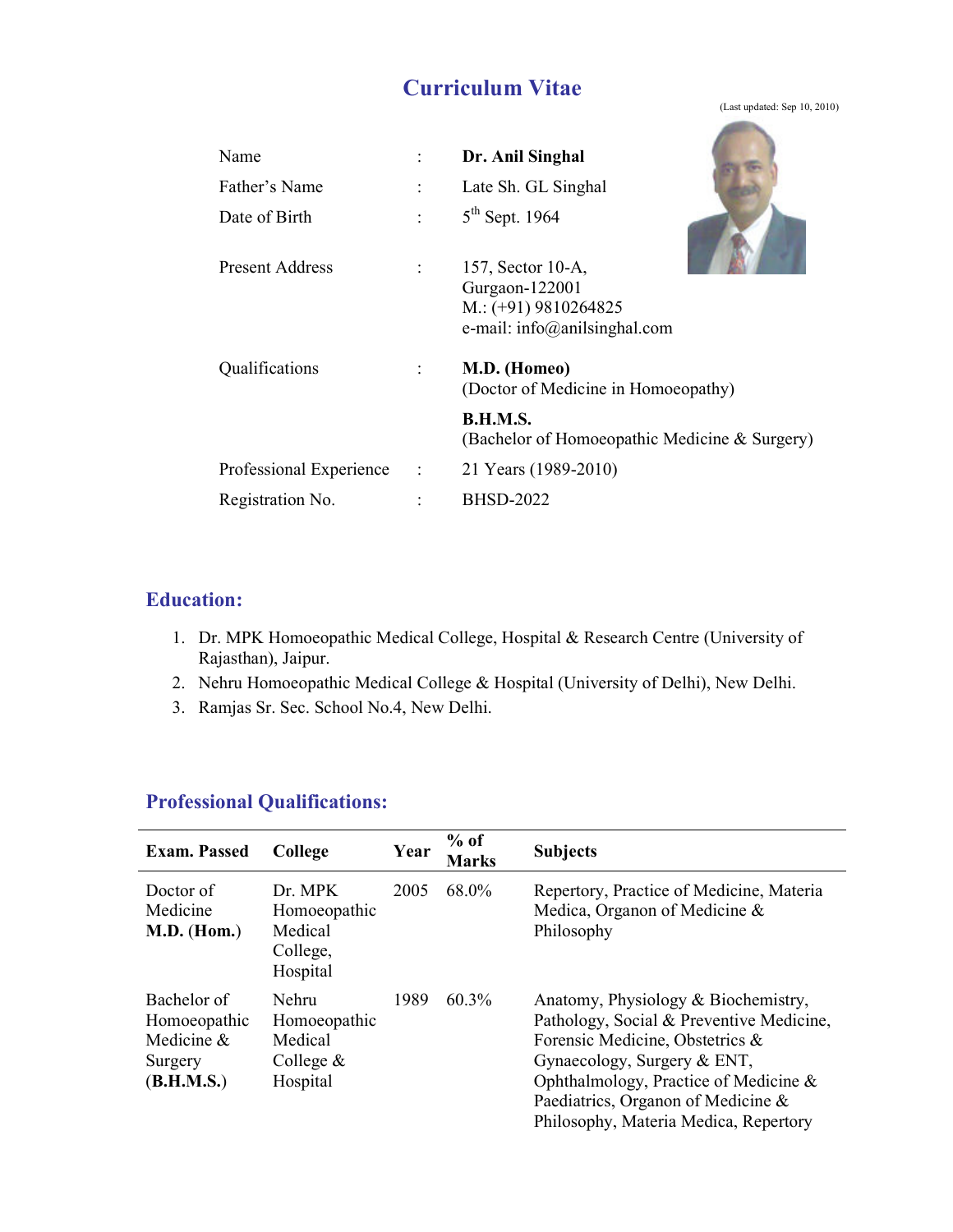# Curriculum Vitae

(Last updated: Sep 10, 2010)

| | | |
|---|---|---|
| Name | : | **Dr. Anil Singhal** |
| Father's Name | : | Late Sh. GL Singhal |
| Date of Birth | : | 5th Sept. 1964 |
| Present Address | : | 157, Sector 10-A, Gurgaon-122001 M.: (+91) 9810264825 e-mail: info@anilsinghal.com |
| Qualifications | : | **M.D. (Homeo)** (Doctor of Medicine in Homoeopathy) **B.H.M.S.** (Bachelor of Homoeopathic Medicine & Surgery) |
| Professional Experience | : | 21 Years (1989-2010) |
| Registration No. | : | BHSD-2022 |

## Education:

1. Dr. MPK Homoeopathic Medical College, Hospital & Research Centre (University of Rajasthan), Jaipur.
2. Nehru Homoeopathic Medical College & Hospital (University of Delhi), New Delhi.
3. Ramjas Sr. Sec. School No.4, New Delhi.

## Professional Qualifications:

| Exam. Passed | College | Year | % of Marks | Subjects |
|---|---|---|---|---|
| Doctor of Medicine **M.D. (Hom.)** | Dr. MPK Homoeopathic Medical College, Hospital | 2005 | 68.0% | Repertory, Practice of Medicine, Materia Medica, Organon of Medicine & Philosophy |
| Bachelor of Homoeopathic Medicine & Surgery (**B.H.M.S.**) | Nehru Homoeopathic Medical College & Hospital | 1989 | 60.3% | Anatomy, Physiology & Biochemistry, Pathology, Social & Preventive Medicine, Forensic Medicine, Obstetrics & Gynaecology, Surgery & ENT, Ophthalmology, Practice of Medicine & Paediatrics, Organon of Medicine & Philosophy, Materia Medica, Repertory |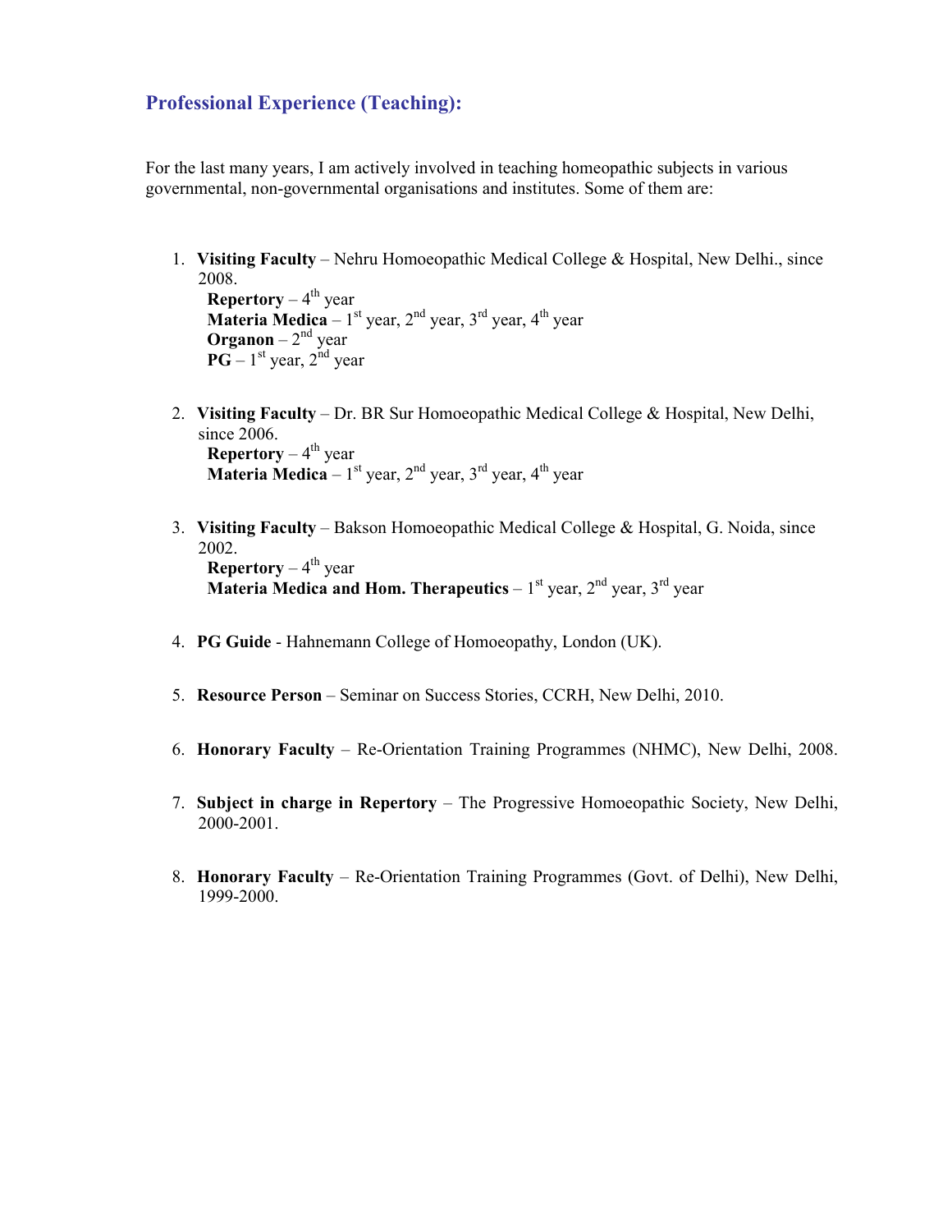## Professional Experience (Teaching):

For the last many years, I am actively involved in teaching homeopathic subjects in various governmental, non-governmental organisations and institutes. Some of them are:

1. **Visiting Faculty** – Nehru Homoeopathic Medical College & Hospital, New Delhi., since 2008.
   **Repertory** – 4th year
   **Materia Medica** – 1st year, 2nd year, 3rd year, 4th year
   **Organon** – 2nd year
   **PG** – 1st year, 2nd year

2. **Visiting Faculty** – Dr. BR Sur Homoeopathic Medical College & Hospital, New Delhi, since 2006.
   **Repertory** – 4th year
   **Materia Medica** – 1st year, 2nd year, 3rd year, 4th year

3. **Visiting Faculty** – Bakson Homoeopathic Medical College & Hospital, G. Noida, since 2002.
   **Repertory** – 4th year
   **Materia Medica and Hom. Therapeutics** – 1st year, 2nd year, 3rd year

4. **PG Guide** - Hahnemann College of Homoeopathy, London (UK).

5. **Resource Person** – Seminar on Success Stories, CCRH, New Delhi, 2010.

6. **Honorary Faculty** – Re-Orientation Training Programmes (NHMC), New Delhi, 2008.

7. **Subject in charge in Repertory** – The Progressive Homoeopathic Society, New Delhi, 2000-2001.

8. **Honorary Faculty** – Re-Orientation Training Programmes (Govt. of Delhi), New Delhi, 1999-2000.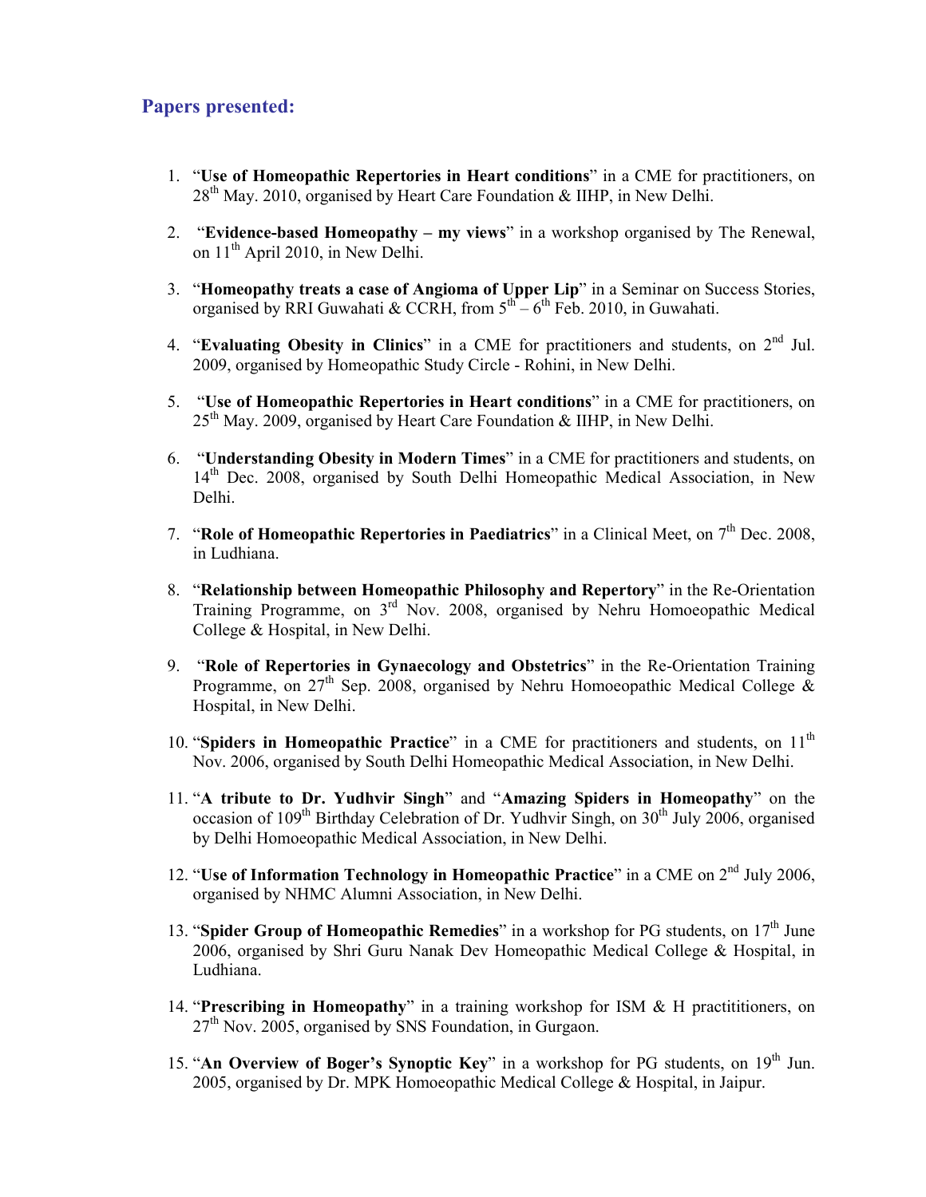## Papers presented:

1. "**Use of Homeopathic Repertories in Heart conditions**" in a CME for practitioners, on 28th May. 2010, organised by Heart Care Foundation & IIHP, in New Delhi.

2. "**Evidence-based Homeopathy – my views**" in a workshop organised by The Renewal, on 11th April 2010, in New Delhi.

3. "**Homeopathy treats a case of Angioma of Upper Lip**" in a Seminar on Success Stories, organised by RRI Guwahati & CCRH, from 5th – 6th Feb. 2010, in Guwahati.

4. "**Evaluating Obesity in Clinics**" in a CME for practitioners and students, on 2nd Jul. 2009, organised by Homeopathic Study Circle - Rohini, in New Delhi.

5. "**Use of Homeopathic Repertories in Heart conditions**" in a CME for practitioners, on 25th May. 2009, organised by Heart Care Foundation & IIHP, in New Delhi.

6. "**Understanding Obesity in Modern Times**" in a CME for practitioners and students, on 14th Dec. 2008, organised by South Delhi Homeopathic Medical Association, in New Delhi.

7. "**Role of Homeopathic Repertories in Paediatrics**" in a Clinical Meet, on 7th Dec. 2008, in Ludhiana.

8. "**Relationship between Homeopathic Philosophy and Repertory**" in the Re-Orientation Training Programme, on 3rd Nov. 2008, organised by Nehru Homoeopathic Medical College & Hospital, in New Delhi.

9. "**Role of Repertories in Gynaecology and Obstetrics**" in the Re-Orientation Training Programme, on 27th Sep. 2008, organised by Nehru Homoeopathic Medical College & Hospital, in New Delhi.

10. "**Spiders in Homeopathic Practice**" in a CME for practitioners and students, on 11th Nov. 2006, organised by South Delhi Homeopathic Medical Association, in New Delhi.

11. "**A tribute to Dr. Yudhvir Singh**" and "**Amazing Spiders in Homeopathy**" on the occasion of 109th Birthday Celebration of Dr. Yudhvir Singh, on 30th July 2006, organised by Delhi Homoeopathic Medical Association, in New Delhi.

12. "**Use of Information Technology in Homeopathic Practice**" in a CME on 2nd July 2006, organised by NHMC Alumni Association, in New Delhi.

13. "**Spider Group of Homeopathic Remedies**" in a workshop for PG students, on 17th June 2006, organised by Shri Guru Nanak Dev Homeopathic Medical College & Hospital, in Ludhiana.

14. "**Prescribing in Homeopathy**" in a training workshop for ISM & H practititioners, on 27th Nov. 2005, organised by SNS Foundation, in Gurgaon.

15. "**An Overview of Boger's Synoptic Key**" in a workshop for PG students, on 19th Jun. 2005, organised by Dr. MPK Homoeopathic Medical College & Hospital, in Jaipur.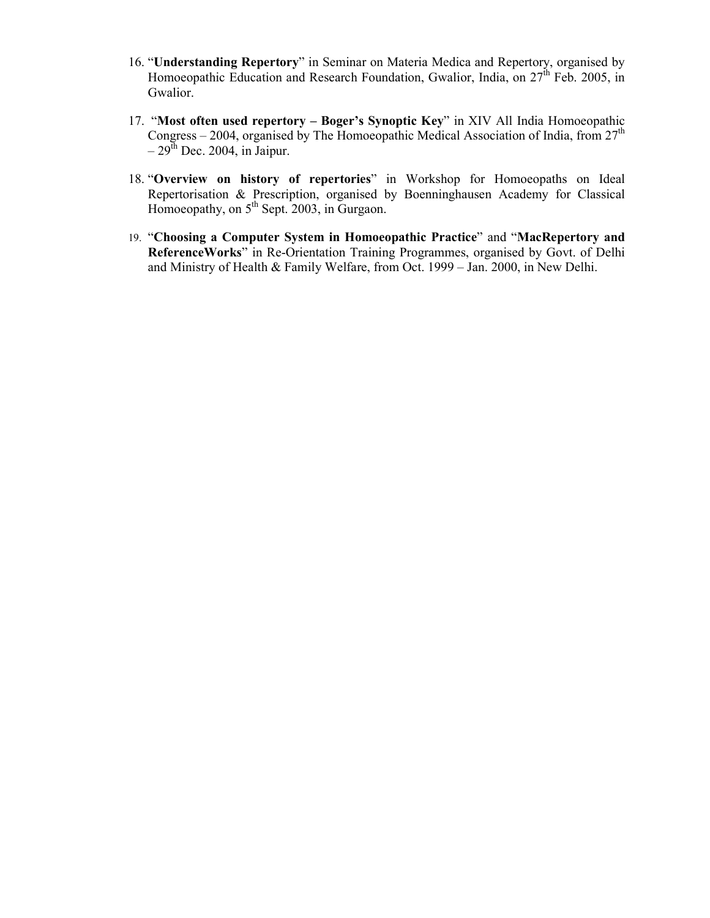16. "**Understanding Repertory**" in Seminar on Materia Medica and Repertory, organised by Homoeopathic Education and Research Foundation, Gwalior, India, on 27th Feb. 2005, in Gwalior.

17. "**Most often used repertory – Boger's Synoptic Key**" in XIV All India Homoeopathic Congress – 2004, organised by The Homoeopathic Medical Association of India, from 27th – 29th Dec. 2004, in Jaipur.

18. "**Overview on history of repertories**" in Workshop for Homoeopaths on Ideal Repertorisation & Prescription, organised by Boenninghausen Academy for Classical Homoeopathy, on 5th Sept. 2003, in Gurgaon.

19. "**Choosing a Computer System in Homoeopathic Practice**" and "**MacRepertory and ReferenceWorks**" in Re-Orientation Training Programmes, organised by Govt. of Delhi and Ministry of Health & Family Welfare, from Oct. 1999 – Jan. 2000, in New Delhi.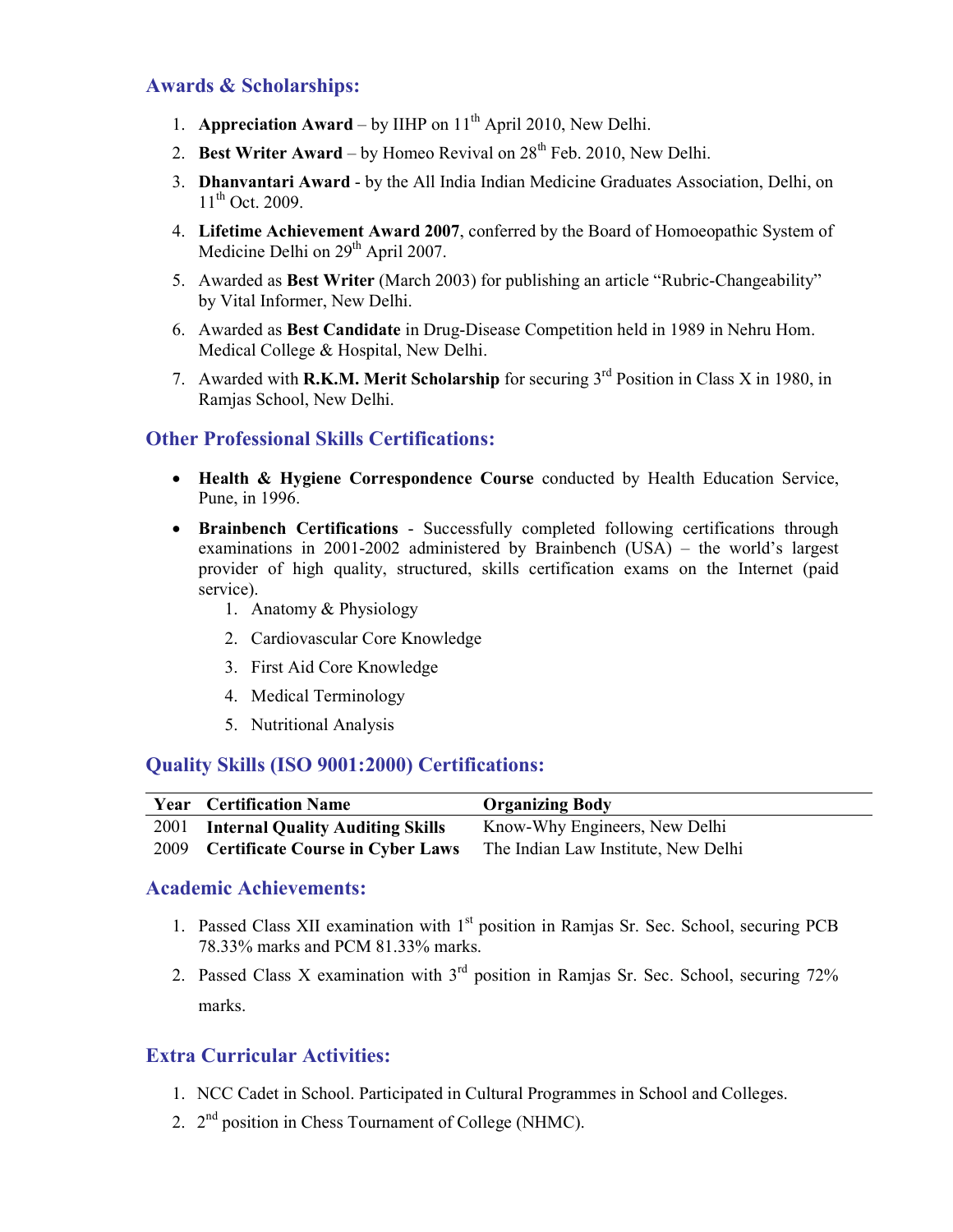## Awards & Scholarships:

1. **Appreciation Award** – by IIHP on 11th April 2010, New Delhi.
2. **Best Writer Award** – by Homeo Revival on 28th Feb. 2010, New Delhi.
3. **Dhanvantari Award** - by the All India Indian Medicine Graduates Association, Delhi, on 11th Oct. 2009.
4. **Lifetime Achievement Award 2007**, conferred by the Board of Homoeopathic System of Medicine Delhi on 29th April 2007.
5. Awarded as **Best Writer** (March 2003) for publishing an article "Rubric-Changeability" by Vital Informer, New Delhi.
6. Awarded as **Best Candidate** in Drug-Disease Competition held in 1989 in Nehru Hom. Medical College & Hospital, New Delhi.
7. Awarded with **R.K.M. Merit Scholarship** for securing 3rd Position in Class X in 1980, in Ramjas School, New Delhi.

## Other Professional Skills Certifications:

- **Health & Hygiene Correspondence Course** conducted by Health Education Service, Pune, in 1996.
- **Brainbench Certifications** - Successfully completed following certifications through examinations in 2001-2002 administered by Brainbench (USA) – the world's largest provider of high quality, structured, skills certification exams on the Internet (paid service).
  1. Anatomy & Physiology
  2. Cardiovascular Core Knowledge
  3. First Aid Core Knowledge
  4. Medical Terminology
  5. Nutritional Analysis

## Quality Skills (ISO 9001:2000) Certifications:

| Year | Certification Name | Organizing Body |
|---|---|---|
| 2001 | **Internal Quality Auditing Skills** | Know-Why Engineers, New Delhi |
| 2009 | **Certificate Course in Cyber Laws** | The Indian Law Institute, New Delhi |

## Academic Achievements:

1. Passed Class XII examination with 1st position in Ramjas Sr. Sec. School, securing PCB 78.33% marks and PCM 81.33% marks.
2. Passed Class X examination with 3rd position in Ramjas Sr. Sec. School, securing 72% marks.

## Extra Curricular Activities:

1. NCC Cadet in School. Participated in Cultural Programmes in School and Colleges.
2. 2nd position in Chess Tournament of College (NHMC).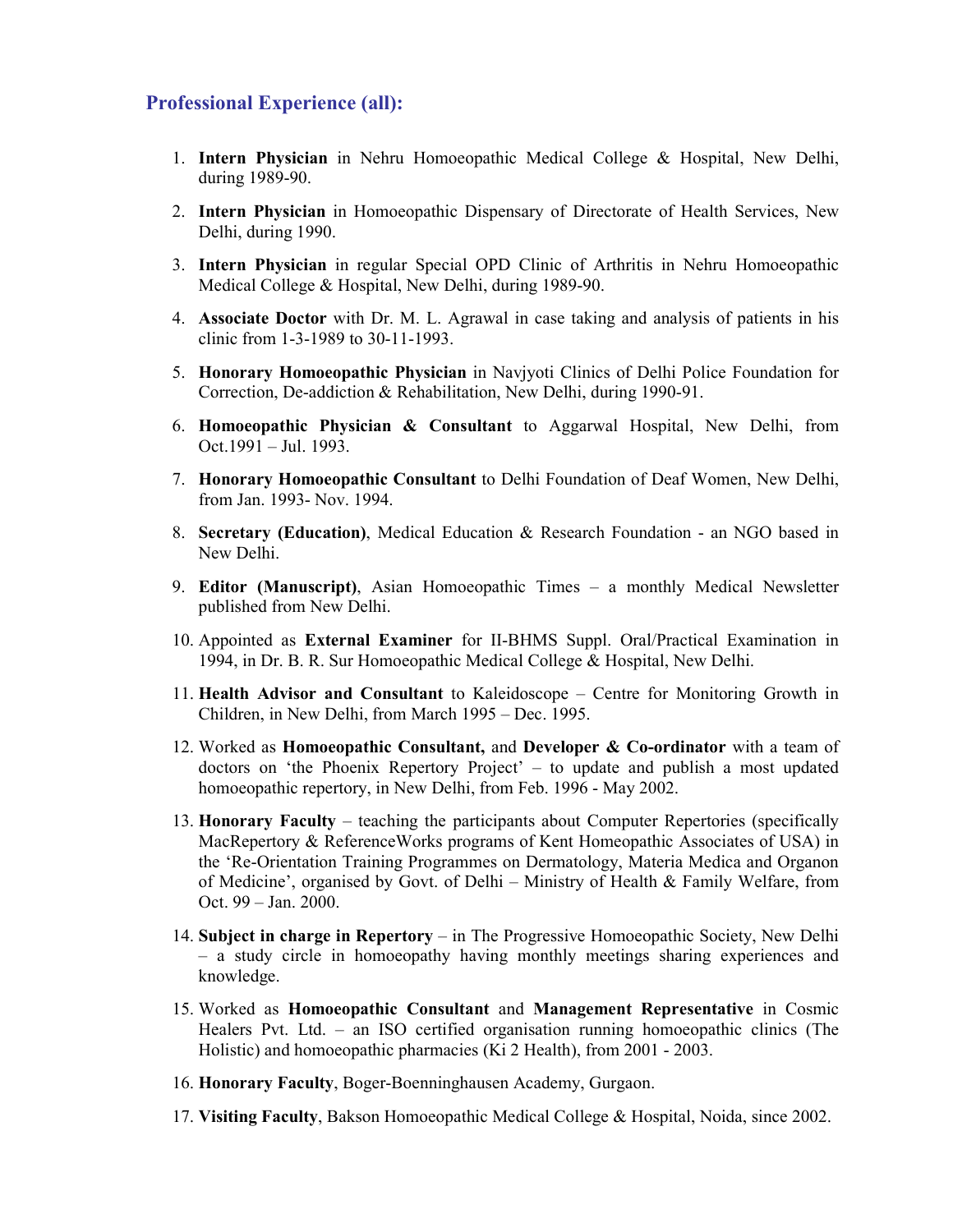## Professional Experience (all):

1. **Intern Physician** in Nehru Homoeopathic Medical College & Hospital, New Delhi, during 1989-90.
2. **Intern Physician** in Homoeopathic Dispensary of Directorate of Health Services, New Delhi, during 1990.
3. **Intern Physician** in regular Special OPD Clinic of Arthritis in Nehru Homoeopathic Medical College & Hospital, New Delhi, during 1989-90.
4. **Associate Doctor** with Dr. M. L. Agrawal in case taking and analysis of patients in his clinic from 1-3-1989 to 30-11-1993.
5. **Honorary Homoeopathic Physician** in Navjyoti Clinics of Delhi Police Foundation for Correction, De-addiction & Rehabilitation, New Delhi, during 1990-91.
6. **Homoeopathic Physician & Consultant** to Aggarwal Hospital, New Delhi, from Oct.1991 – Jul. 1993.
7. **Honorary Homoeopathic Consultant** to Delhi Foundation of Deaf Women, New Delhi, from Jan. 1993- Nov. 1994.
8. **Secretary (Education)**, Medical Education & Research Foundation - an NGO based in New Delhi.
9. **Editor (Manuscript)**, Asian Homoeopathic Times – a monthly Medical Newsletter published from New Delhi.
10. Appointed as **External Examiner** for II-BHMS Suppl. Oral/Practical Examination in 1994, in Dr. B. R. Sur Homoeopathic Medical College & Hospital, New Delhi.
11. **Health Advisor and Consultant** to Kaleidoscope – Centre for Monitoring Growth in Children, in New Delhi, from March 1995 – Dec. 1995.
12. Worked as **Homoeopathic Consultant,** and **Developer & Co-ordinator** with a team of doctors on 'the Phoenix Repertory Project' – to update and publish a most updated homoeopathic repertory, in New Delhi, from Feb. 1996 - May 2002.
13. **Honorary Faculty** – teaching the participants about Computer Repertories (specifically MacRepertory & ReferenceWorks programs of Kent Homeopathic Associates of USA) in the 'Re-Orientation Training Programmes on Dermatology, Materia Medica and Organon of Medicine', organised by Govt. of Delhi – Ministry of Health & Family Welfare, from Oct. 99 – Jan. 2000.
14. **Subject in charge in Repertory** – in The Progressive Homoeopathic Society, New Delhi – a study circle in homoeopathy having monthly meetings sharing experiences and knowledge.
15. Worked as **Homoeopathic Consultant** and **Management Representative** in Cosmic Healers Pvt. Ltd. – an ISO certified organisation running homoeopathic clinics (The Holistic) and homoeopathic pharmacies (Ki 2 Health), from 2001 - 2003.
16. **Honorary Faculty**, Boger-Boenninghausen Academy, Gurgaon.
17. **Visiting Faculty**, Bakson Homoeopathic Medical College & Hospital, Noida, since 2002.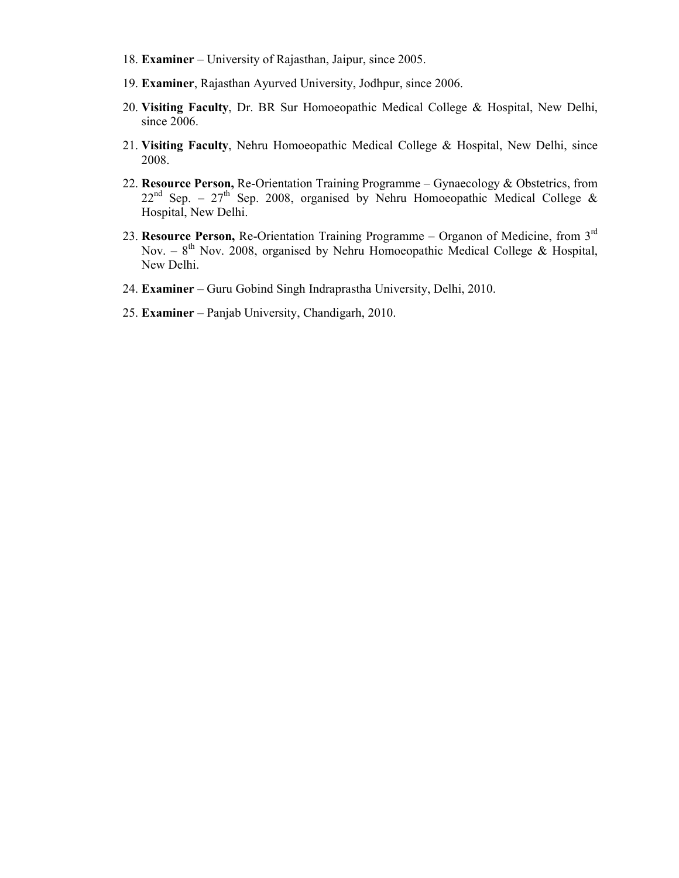18. **Examiner** – University of Rajasthan, Jaipur, since 2005.
19. **Examiner**, Rajasthan Ayurved University, Jodhpur, since 2006.
20. **Visiting Faculty**, Dr. BR Sur Homoeopathic Medical College & Hospital, New Delhi, since 2006.
21. **Visiting Faculty**, Nehru Homoeopathic Medical College & Hospital, New Delhi, since 2008.
22. **Resource Person,** Re-Orientation Training Programme – Gynaecology & Obstetrics, from 22nd Sep. – 27th Sep. 2008, organised by Nehru Homoeopathic Medical College & Hospital, New Delhi.
23. **Resource Person,** Re-Orientation Training Programme – Organon of Medicine, from 3rd Nov. – 8th Nov. 2008, organised by Nehru Homoeopathic Medical College & Hospital, New Delhi.
24. **Examiner** – Guru Gobind Singh Indraprastha University, Delhi, 2010.
25. **Examiner** – Panjab University, Chandigarh, 2010.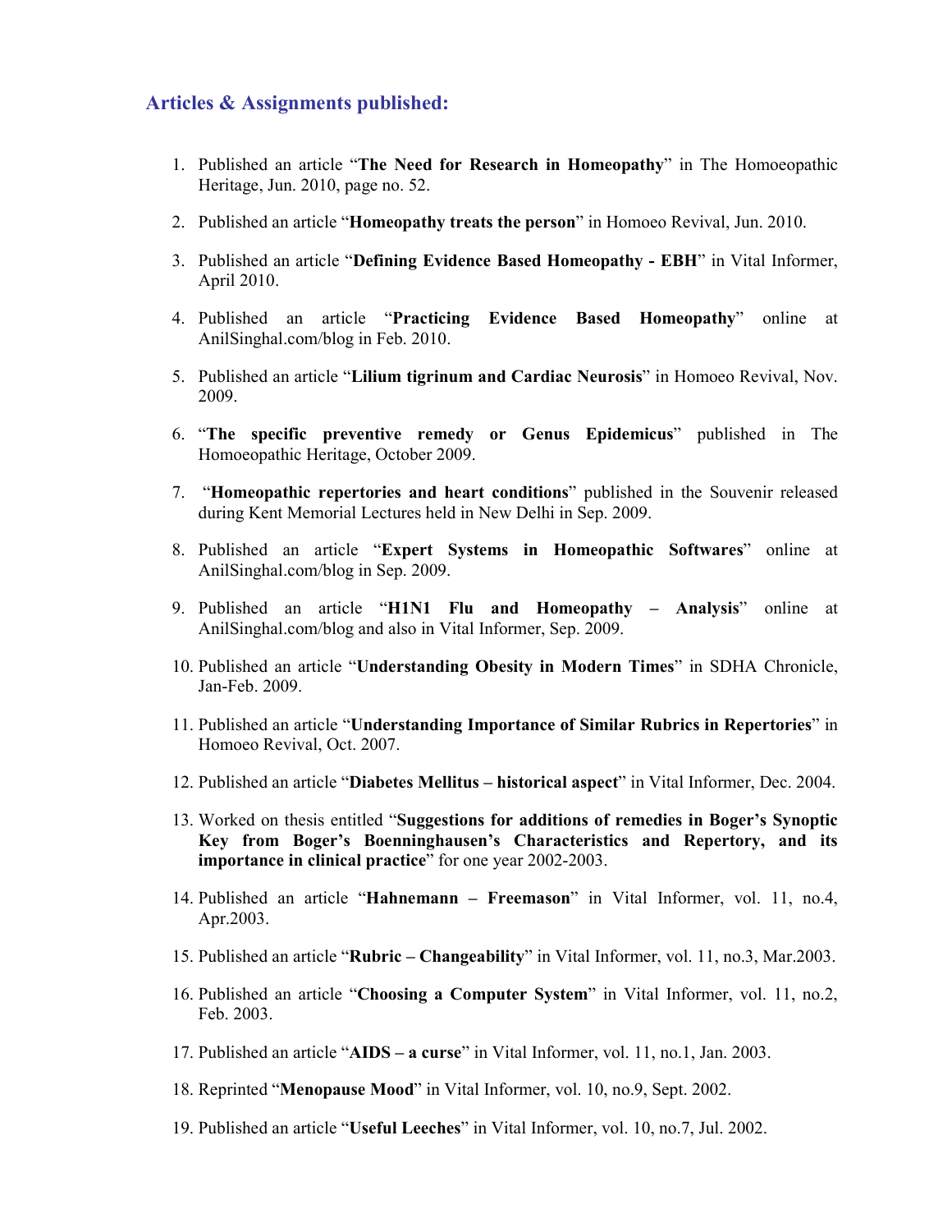## Articles & Assignments published:

1. Published an article "**The Need for Research in Homeopathy**" in The Homoeopathic Heritage, Jun. 2010, page no. 52.
2. Published an article "**Homeopathy treats the person**" in Homoeo Revival, Jun. 2010.
3. Published an article "**Defining Evidence Based Homeopathy - EBH**" in Vital Informer, April 2010.
4. Published an article "**Practicing Evidence Based Homeopathy**" online at AnilSinghal.com/blog in Feb. 2010.
5. Published an article "**Lilium tigrinum and Cardiac Neurosis**" in Homoeo Revival, Nov. 2009.
6. "**The specific preventive remedy or Genus Epidemicus**" published in The Homoeopathic Heritage, October 2009.
7. "**Homeopathic repertories and heart conditions**" published in the Souvenir released during Kent Memorial Lectures held in New Delhi in Sep. 2009.
8. Published an article "**Expert Systems in Homeopathic Softwares**" online at AnilSinghal.com/blog in Sep. 2009.
9. Published an article "**H1N1 Flu and Homeopathy – Analysis**" online at AnilSinghal.com/blog and also in Vital Informer, Sep. 2009.
10. Published an article "**Understanding Obesity in Modern Times**" in SDHA Chronicle, Jan-Feb. 2009.
11. Published an article "**Understanding Importance of Similar Rubrics in Repertories**" in Homoeo Revival, Oct. 2007.
12. Published an article "**Diabetes Mellitus – historical aspect**" in Vital Informer, Dec. 2004.
13. Worked on thesis entitled "**Suggestions for additions of remedies in Boger's Synoptic Key from Boger's Boenninghausen's Characteristics and Repertory, and its importance in clinical practice**" for one year 2002-2003.
14. Published an article "**Hahnemann – Freemason**" in Vital Informer, vol. 11, no.4, Apr.2003.
15. Published an article "**Rubric – Changeability**" in Vital Informer, vol. 11, no.3, Mar.2003.
16. Published an article "**Choosing a Computer System**" in Vital Informer, vol. 11, no.2, Feb. 2003.
17. Published an article "**AIDS – a curse**" in Vital Informer, vol. 11, no.1, Jan. 2003.
18. Reprinted "**Menopause Mood**" in Vital Informer, vol. 10, no.9, Sept. 2002.
19. Published an article "**Useful Leeches**" in Vital Informer, vol. 10, no.7, Jul. 2002.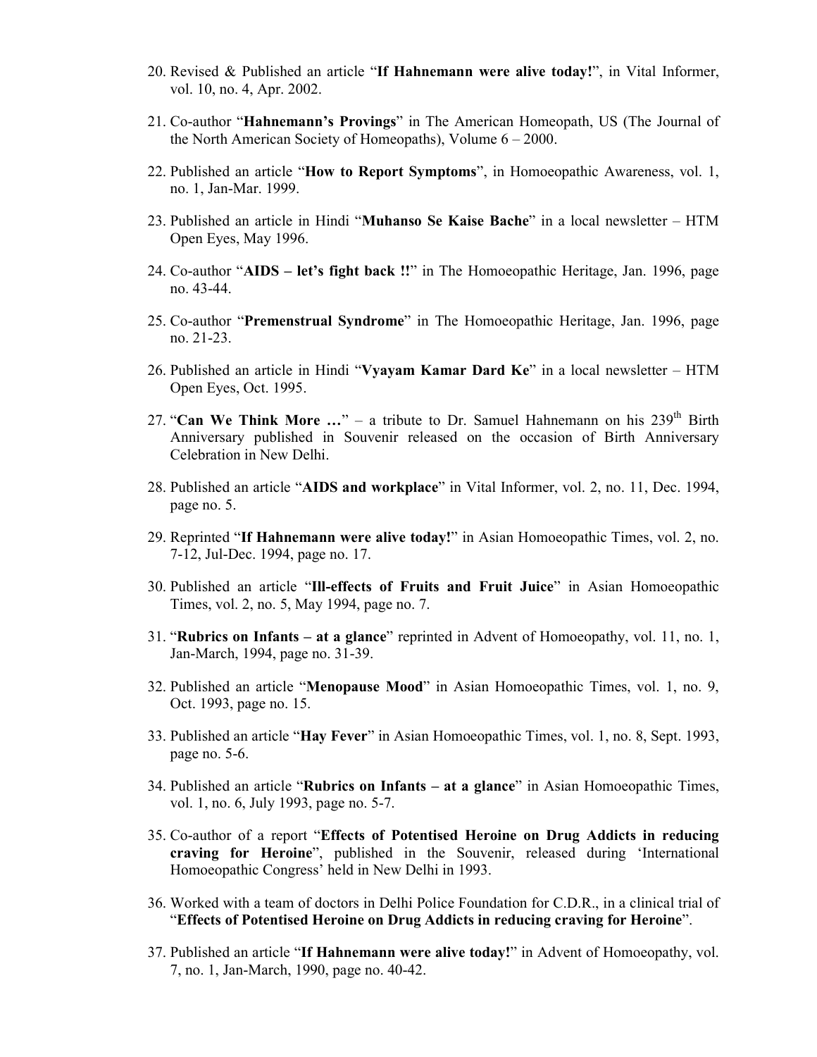20. Revised & Published an article "**If Hahnemann were alive today!**", in Vital Informer, vol. 10, no. 4, Apr. 2002.

21. Co-author "**Hahnemann's Provings**" in The American Homeopath, US (The Journal of the North American Society of Homeopaths), Volume 6 – 2000.

22. Published an article "**How to Report Symptoms**", in Homoeopathic Awareness, vol. 1, no. 1, Jan-Mar. 1999.

23. Published an article in Hindi "**Muhanso Se Kaise Bache**" in a local newsletter – HTM Open Eyes, May 1996.

24. Co-author "**AIDS – let's fight back !!**" in The Homoeopathic Heritage, Jan. 1996, page no. 43-44.

25. Co-author "**Premenstrual Syndrome**" in The Homoeopathic Heritage, Jan. 1996, page no. 21-23.

26. Published an article in Hindi "**Vyayam Kamar Dard Ke**" in a local newsletter – HTM Open Eyes, Oct. 1995.

27. "**Can We Think More …**" – a tribute to Dr. Samuel Hahnemann on his 239th Birth Anniversary published in Souvenir released on the occasion of Birth Anniversary Celebration in New Delhi.

28. Published an article "**AIDS and workplace**" in Vital Informer, vol. 2, no. 11, Dec. 1994, page no. 5.

29. Reprinted "**If Hahnemann were alive today!**" in Asian Homoeopathic Times, vol. 2, no. 7-12, Jul-Dec. 1994, page no. 17.

30. Published an article "**Ill-effects of Fruits and Fruit Juice**" in Asian Homoeopathic Times, vol. 2, no. 5, May 1994, page no. 7.

31. "**Rubrics on Infants – at a glance**" reprinted in Advent of Homoeopathy, vol. 11, no. 1, Jan-March, 1994, page no. 31-39.

32. Published an article "**Menopause Mood**" in Asian Homoeopathic Times, vol. 1, no. 9, Oct. 1993, page no. 15.

33. Published an article "**Hay Fever**" in Asian Homoeopathic Times, vol. 1, no. 8, Sept. 1993, page no. 5-6.

34. Published an article "**Rubrics on Infants – at a glance**" in Asian Homoeopathic Times, vol. 1, no. 6, July 1993, page no. 5-7.

35. Co-author of a report "**Effects of Potentised Heroine on Drug Addicts in reducing craving for Heroine**", published in the Souvenir, released during 'International Homoeopathic Congress' held in New Delhi in 1993.

36. Worked with a team of doctors in Delhi Police Foundation for C.D.R., in a clinical trial of "**Effects of Potentised Heroine on Drug Addicts in reducing craving for Heroine**".

37. Published an article "**If Hahnemann were alive today!**" in Advent of Homoeopathy, vol. 7, no. 1, Jan-March, 1990, page no. 40-42.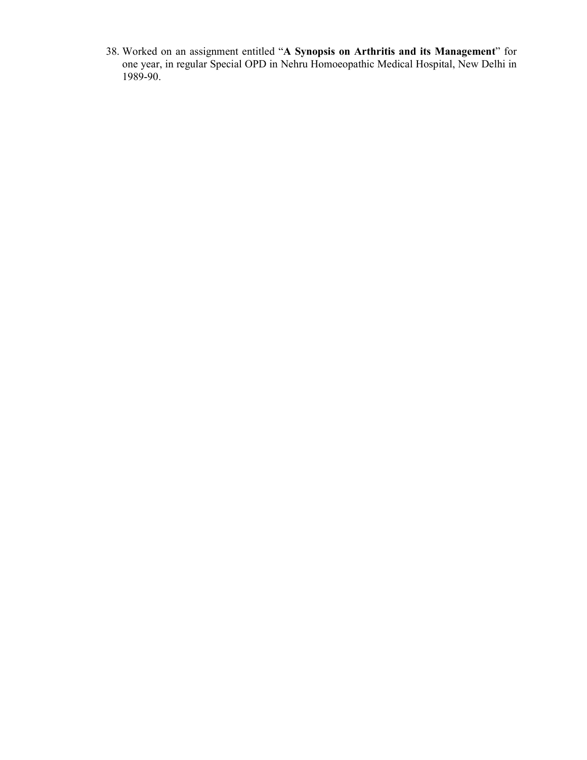38. Worked on an assignment entitled "**A Synopsis on Arthritis and its Management**" for one year, in regular Special OPD in Nehru Homoeopathic Medical Hospital, New Delhi in 1989-90.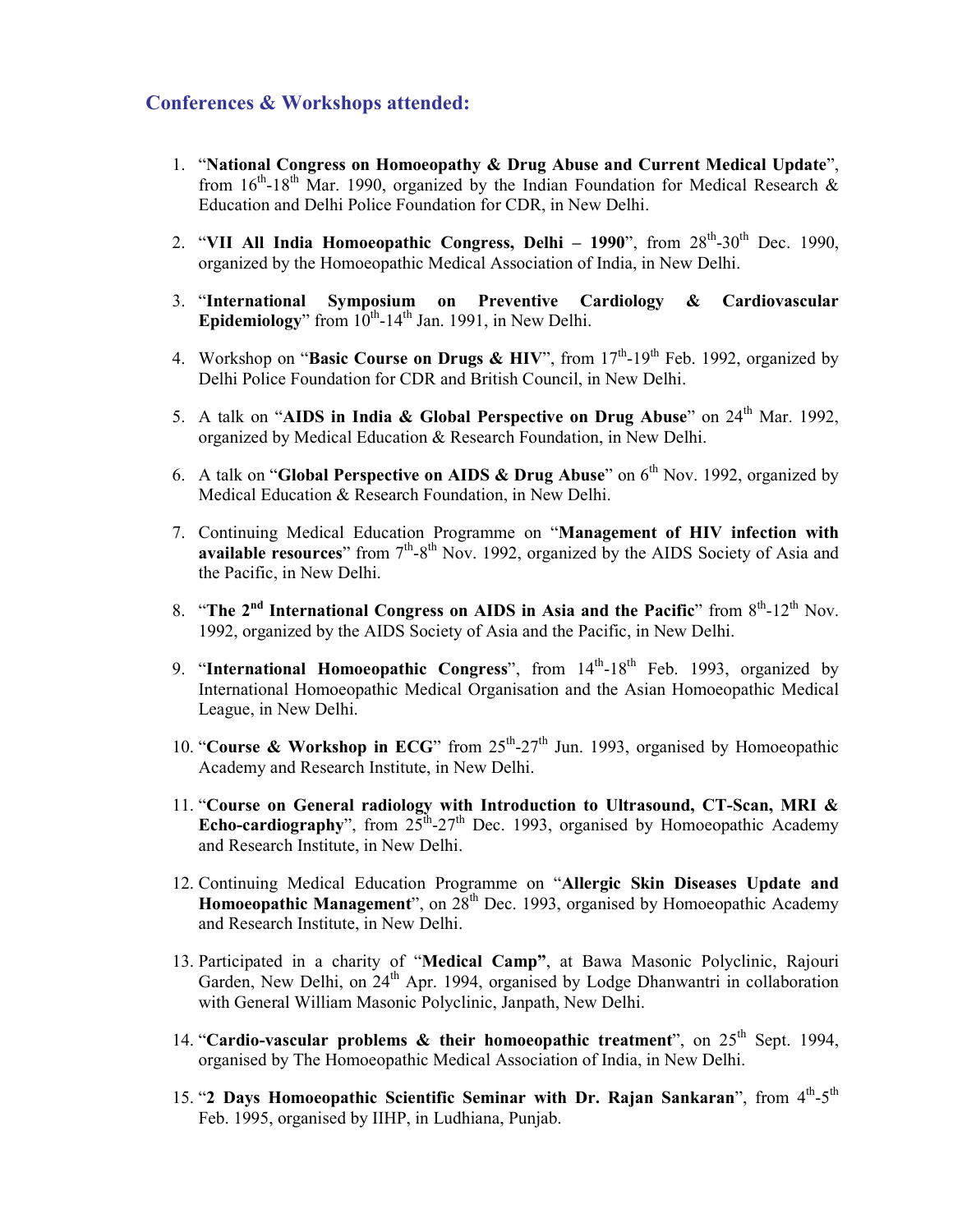## Conferences & Workshops attended:

1. "**National Congress on Homoeopathy & Drug Abuse and Current Medical Update**", from 16$^{th}$-18$^{th}$ Mar. 1990, organized by the Indian Foundation for Medical Research & Education and Delhi Police Foundation for CDR, in New Delhi.

2. "**VII All India Homoeopathic Congress, Delhi – 1990**", from 28$^{th}$-30$^{th}$ Dec. 1990, organized by the Homoeopathic Medical Association of India, in New Delhi.

3. "**International Symposium on Preventive Cardiology & Cardiovascular Epidemiology**" from 10$^{th}$-14$^{th}$ Jan. 1991, in New Delhi.

4. Workshop on "**Basic Course on Drugs & HIV**", from 17$^{th}$-19$^{th}$ Feb. 1992, organized by Delhi Police Foundation for CDR and British Council, in New Delhi.

5. A talk on "**AIDS in India & Global Perspective on Drug Abuse**" on 24$^{th}$ Mar. 1992, organized by Medical Education & Research Foundation, in New Delhi.

6. A talk on "**Global Perspective on AIDS & Drug Abuse**" on 6$^{th}$ Nov. 1992, organized by Medical Education & Research Foundation, in New Delhi.

7. Continuing Medical Education Programme on "**Management of HIV infection with available resources**" from 7$^{th}$-8$^{th}$ Nov. 1992, organized by the AIDS Society of Asia and the Pacific, in New Delhi.

8. "**The 2$^{nd}$ International Congress on AIDS in Asia and the Pacific**" from 8$^{th}$-12$^{th}$ Nov. 1992, organized by the AIDS Society of Asia and the Pacific, in New Delhi.

9. "**International Homoeopathic Congress**", from 14$^{th}$-18$^{th}$ Feb. 1993, organized by International Homoeopathic Medical Organisation and the Asian Homoeopathic Medical League, in New Delhi.

10. "**Course & Workshop in ECG**" from 25$^{th}$-27$^{th}$ Jun. 1993, organised by Homoeopathic Academy and Research Institute, in New Delhi.

11. "**Course on General radiology with Introduction to Ultrasound, CT-Scan, MRI & Echo-cardiography**", from 25$^{th}$-27$^{th}$ Dec. 1993, organised by Homoeopathic Academy and Research Institute, in New Delhi.

12. Continuing Medical Education Programme on "**Allergic Skin Diseases Update and Homoeopathic Management**", on 28$^{th}$ Dec. 1993, organised by Homoeopathic Academy and Research Institute, in New Delhi.

13. Participated in a charity of "**Medical Camp"**, at Bawa Masonic Polyclinic, Rajouri Garden, New Delhi, on 24$^{th}$ Apr. 1994, organised by Lodge Dhanwantri in collaboration with General William Masonic Polyclinic, Janpath, New Delhi.

14. "**Cardio-vascular problems & their homoeopathic treatment**", on 25$^{th}$ Sept. 1994, organised by The Homoeopathic Medical Association of India, in New Delhi.

15. "**2 Days Homoeopathic Scientific Seminar with Dr. Rajan Sankaran**", from 4$^{th}$-5$^{th}$ Feb. 1995, organised by IIHP, in Ludhiana, Punjab.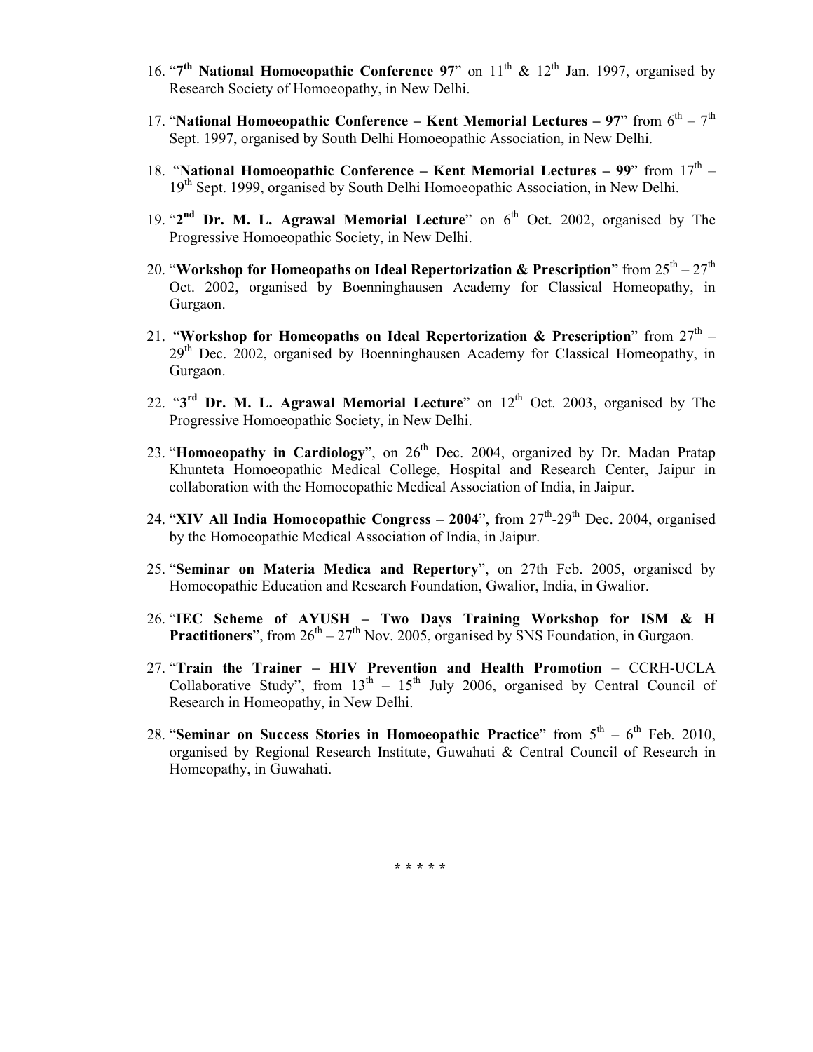16. "**7th National Homoeopathic Conference 97**" on 11th & 12th Jan. 1997, organised by Research Society of Homoeopathy, in New Delhi.

17. "**National Homoeopathic Conference – Kent Memorial Lectures – 97**" from 6th – 7th Sept. 1997, organised by South Delhi Homoeopathic Association, in New Delhi.

18. "**National Homoeopathic Conference – Kent Memorial Lectures – 99**" from 17th – 19th Sept. 1999, organised by South Delhi Homoeopathic Association, in New Delhi.

19. "**2nd Dr. M. L. Agrawal Memorial Lecture**" on 6th Oct. 2002, organised by The Progressive Homoeopathic Society, in New Delhi.

20. "**Workshop for Homeopaths on Ideal Repertorization & Prescription**" from 25th – 27th Oct. 2002, organised by Boenninghausen Academy for Classical Homeopathy, in Gurgaon.

21. "**Workshop for Homeopaths on Ideal Repertorization & Prescription**" from 27th – 29th Dec. 2002, organised by Boenninghausen Academy for Classical Homeopathy, in Gurgaon.

22. "**3rd Dr. M. L. Agrawal Memorial Lecture**" on 12th Oct. 2003, organised by The Progressive Homoeopathic Society, in New Delhi.

23. "**Homoeopathy in Cardiology**", on 26th Dec. 2004, organized by Dr. Madan Pratap Khunteta Homoeopathic Medical College, Hospital and Research Center, Jaipur in collaboration with the Homoeopathic Medical Association of India, in Jaipur.

24. "**XIV All India Homoeopathic Congress – 2004**", from 27th-29th Dec. 2004, organised by the Homoeopathic Medical Association of India, in Jaipur.

25. "**Seminar on Materia Medica and Repertory**", on 27th Feb. 2005, organised by Homoeopathic Education and Research Foundation, Gwalior, India, in Gwalior.

26. "**IEC Scheme of AYUSH – Two Days Training Workshop for ISM & H Practitioners**", from 26th – 27th Nov. 2005, organised by SNS Foundation, in Gurgaon.

27. "**Train the Trainer – HIV Prevention and Health Promotion** – CCRH-UCLA Collaborative Study", from 13th – 15th July 2006, organised by Central Council of Research in Homeopathy, in New Delhi.

28. "**Seminar on Success Stories in Homoeopathic Practice**" from 5th – 6th Feb. 2010, organised by Regional Research Institute, Guwahati & Central Council of Research in Homeopathy, in Guwahati.

\* \* \* \* \*